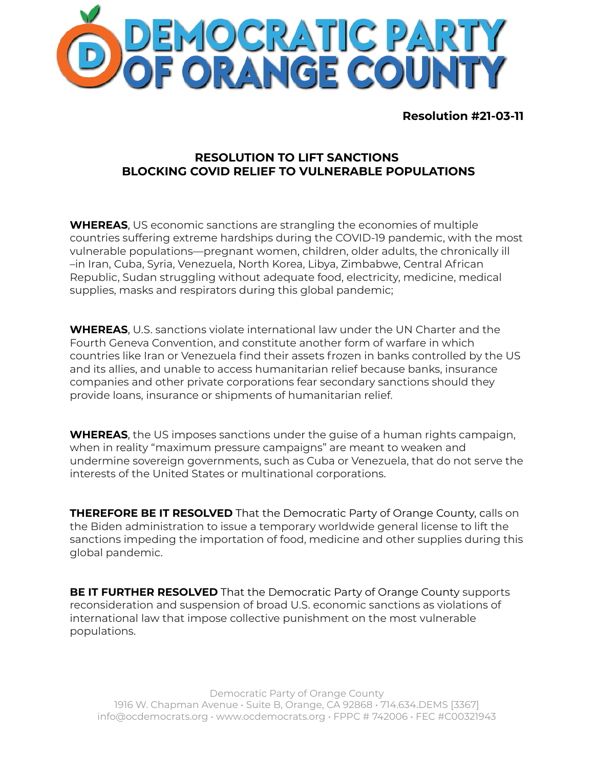# DEMOCRATIC PARTY OF ORANGE COUNTY

**Resolution #21-03-11**

## RESOLUTION TO LIFT SANCTIONS BLOCKING COVID RELIEF TO VULNERABLE POPULATIONS

**WHEREAS**, US economic sanctions are strangling the economies of multiple countries suffering extreme hardships during the COVID-19 pandemic, with the most vulnerable populations—pregnant women, children, older adults, the chronically ill –in Iran, Cuba, Syria, Venezuela, North Korea, Libya, Zimbabwe, Central African Republic, Sudan struggling without adequate food, electricity, medicine, medical supplies, masks and respirators during this global pandemic;

**WHEREAS**, U.S. sanctions violate international law under the UN Charter and the Fourth Geneva Convention, and constitute another form of warfare in which countries like Iran or Venezuela find their assets frozen in banks controlled by the US and its allies, and unable to access humanitarian relief because banks, insurance companies and other private corporations fear secondary sanctions should they provide loans, insurance or shipments of humanitarian relief.

**WHEREAS**, the US imposes sanctions under the guise of a human rights campaign, when in reality "maximum pressure campaigns" are meant to weaken and undermine sovereign governments, such as Cuba or Venezuela, that do not serve the interests of the United States or multinational corporations.

**THEREFORE BE IT RESOLVED** That the Democratic Party of Orange County, calls on the Biden administration to issue a temporary worldwide general license to lift the sanctions impeding the importation of food, medicine and other supplies during this global pandemic.

**BE IT FURTHER RESOLVED** That the Democratic Party of Orange County supports reconsideration and suspension of broad U.S. economic sanctions as violations of international law that impose collective punishment on the most vulnerable populations.

Democratic Party of Orange County
1916 W. Chapman Avenue • Suite B, Orange, CA 92868 • 714.634.DEMS [3367]
info@ocdemocrats.org • www.ocdemocrats.org • FPPC # 742006 • FEC #C00321943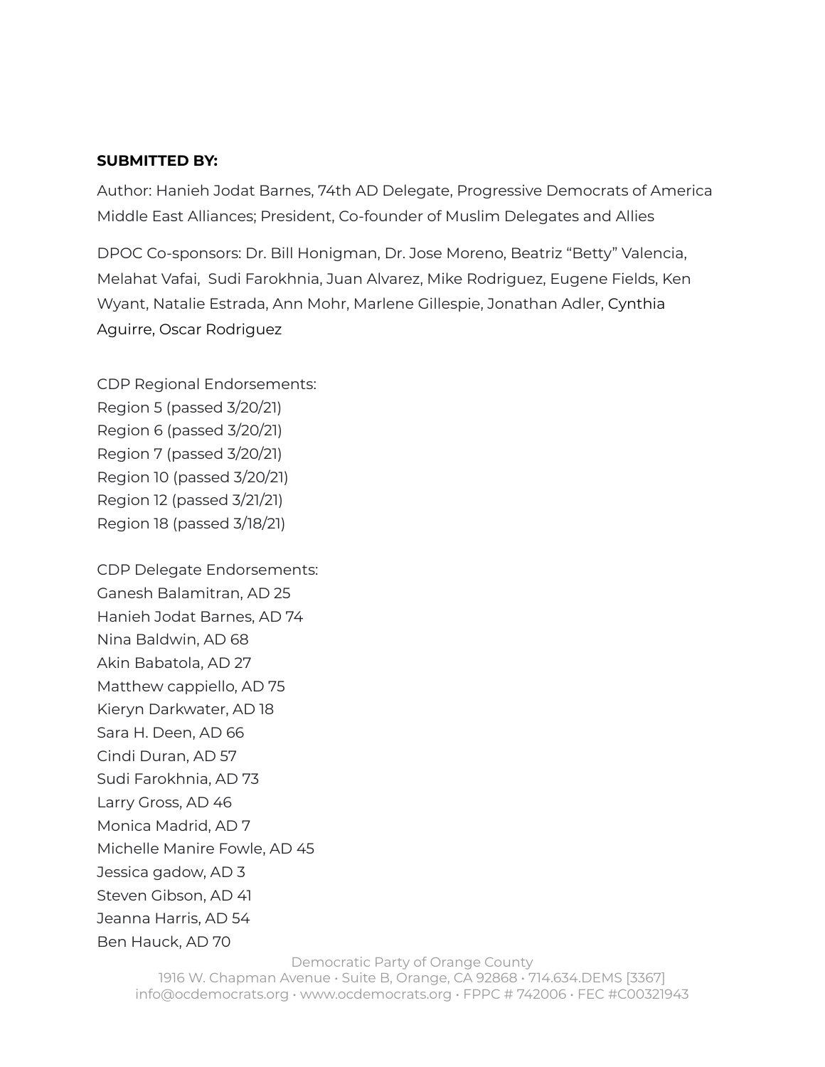**SUBMITTED BY:**

Author: Hanieh Jodat Barnes, 74th AD Delegate, Progressive Democrats of America Middle East Alliances; President, Co-founder of Muslim Delegates and Allies

DPOC Co-sponsors: Dr. Bill Honigman, Dr. Jose Moreno, Beatriz "Betty" Valencia, Melahat Vafai, Sudi Farokhnia, Juan Alvarez, Mike Rodriguez, Eugene Fields, Ken Wyant, Natalie Estrada, Ann Mohr, Marlene Gillespie, Jonathan Adler, Cynthia Aguirre, Oscar Rodriguez

CDP Regional Endorsements:
Region 5 (passed 3/20/21)
Region 6 (passed 3/20/21)
Region 7 (passed 3/20/21)
Region 10 (passed 3/20/21)
Region 12 (passed 3/21/21)
Region 18 (passed 3/18/21)

CDP Delegate Endorsements:
Ganesh Balamitran, AD 25
Hanieh Jodat Barnes, AD 74
Nina Baldwin, AD 68
Akin Babatola, AD 27
Matthew cappiello, AD 75
Kieryn Darkwater, AD 18
Sara H. Deen, AD 66
Cindi Duran, AD 57
Sudi Farokhnia, AD 73
Larry Gross, AD 46
Monica Madrid, AD 7
Michelle Manire Fowle, AD 45
Jessica gadow, AD 3
Steven Gibson, AD 41
Jeanna Harris, AD 54
Ben Hauck, AD 70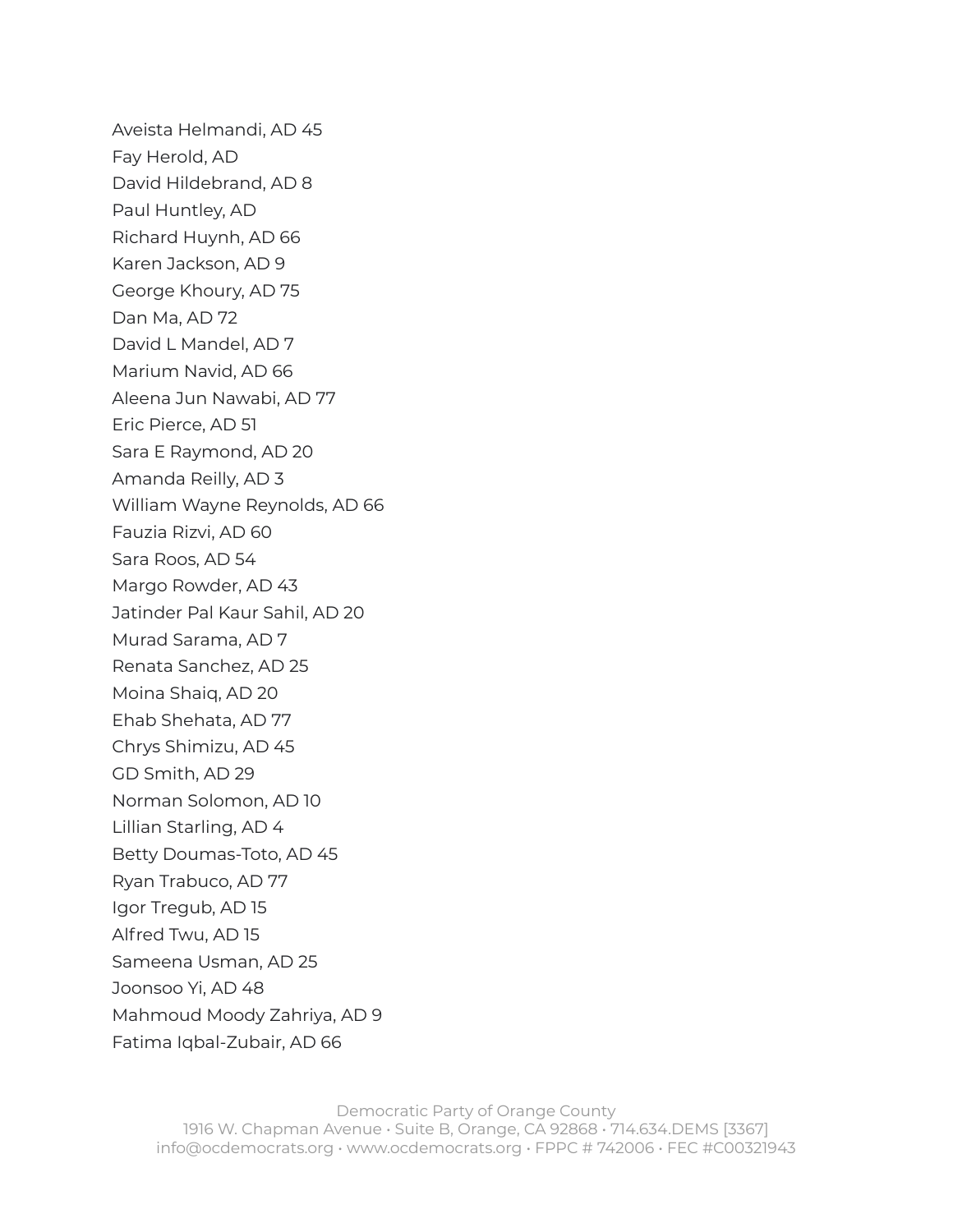Aveista Helmandi, AD 45
Fay Herold, AD
David Hildebrand, AD 8
Paul Huntley, AD
Richard Huynh, AD 66
Karen Jackson, AD 9
George Khoury, AD 75
Dan Ma, AD 72
David L Mandel, AD 7
Marium Navid, AD 66
Aleena Jun Nawabi, AD 77
Eric Pierce, AD 51
Sara E Raymond, AD 20
Amanda Reilly, AD 3
William Wayne Reynolds, AD 66
Fauzia Rizvi, AD 60
Sara Roos, AD 54
Margo Rowder, AD 43
Jatinder Pal Kaur Sahil, AD 20
Murad Sarama, AD 7
Renata Sanchez, AD 25
Moina Shaiq, AD 20
Ehab Shehata, AD 77
Chrys Shimizu, AD 45
GD Smith, AD 29
Norman Solomon, AD 10
Lillian Starling, AD 4
Betty Doumas-Toto, AD 45
Ryan Trabuco, AD 77
Igor Tregub, AD 15
Alfred Twu, AD 15
Sameena Usman, AD 25
Joonsoo Yi, AD 48
Mahmoud Moody Zahriya, AD 9
Fatima Iqbal-Zubair, AD 66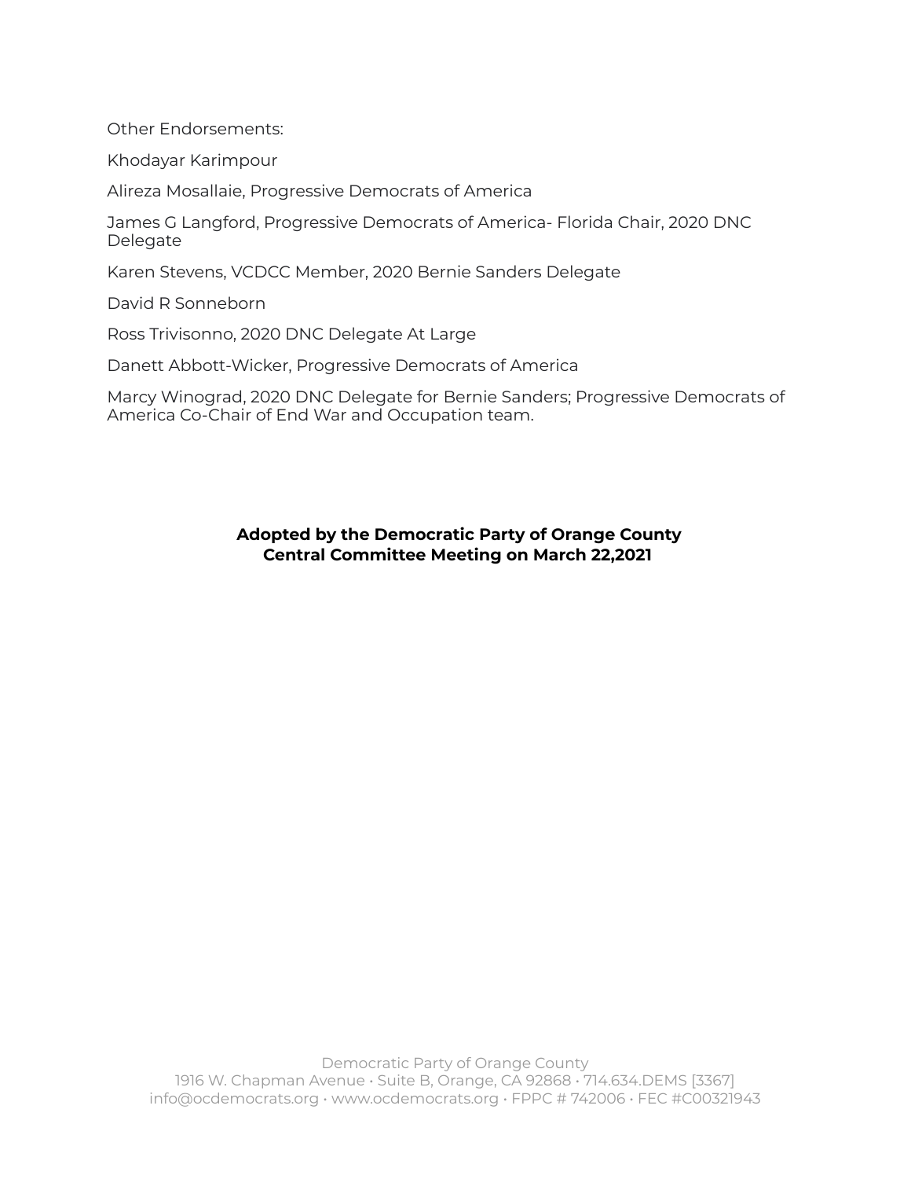Other Endorsements:

Khodayar Karimpour

Alireza Mosallaie, Progressive Democrats of America

James G Langford, Progressive Democrats of America- Florida Chair, 2020 DNC Delegate

Karen Stevens, VCDCC Member, 2020 Bernie Sanders Delegate

David R Sonneborn

Ross Trivisonno, 2020 DNC Delegate At Large

Danett Abbott-Wicker, Progressive Democrats of America

Marcy Winograd, 2020 DNC Delegate for Bernie Sanders; Progressive Democrats of America Co-Chair of End War and Occupation team.

**Adopted by the Democratic Party of Orange County**
**Central Committee Meeting on March 22,2021**

Democratic Party of Orange County
1916 W. Chapman Avenue • Suite B, Orange, CA 92868 • 714.634.DEMS [3367]
info@ocdemocrats.org • www.ocdemocrats.org • FPPC # 742006 • FEC #C00321943